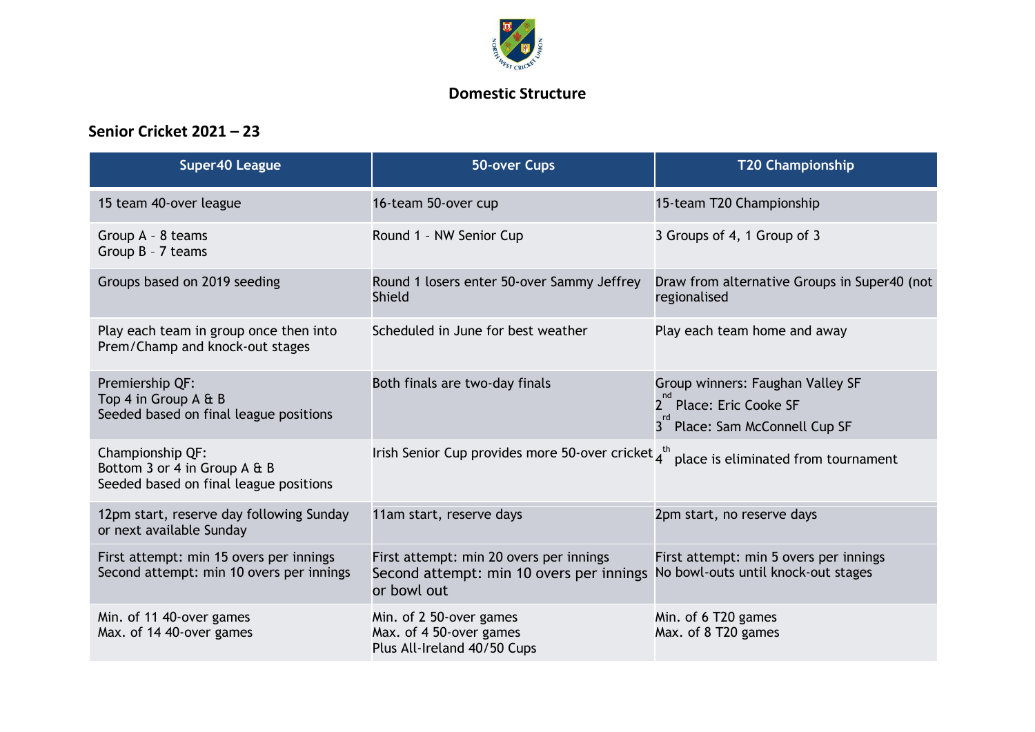## Domestic Structure

### Senior Cricket 2021 – 23

| Super40 League | 50-over Cups | T20 Championship |
|---|---|---|
| 15 team 40-over league | 16-team 50-over cup | 15-team T20 Championship |
| Group A – 8 teams<br>Group B – 7 teams | Round 1 – NW Senior Cup | 3 Groups of 4, 1 Group of 3 |
| Groups based on 2019 seeding | Round 1 losers enter 50-over Sammy Jeffrey Shield | Draw from alternative Groups in Super40 (not regionalised |
| Play each team in group once then into Prem/Champ and knock-out stages | Scheduled in June for best weather | Play each team home and away |
| Premiership QF:<br>Top 4 in Group A & B<br>Seeded based on final league positions | Both finals are two-day finals | Group winners: Faughan Valley SF<br>2nd Place: Eric Cooke SF<br>3rd Place: Sam McConnell Cup SF |
| Championship QF:<br>Bottom 3 or 4 in Group A & B<br>Seeded based on final league positions | Irish Senior Cup provides more 50-over cricket | 4th place is eliminated from tournament |
| 12pm start, reserve day following Sunday or next available Sunday | 11am start, reserve days | 2pm start, no reserve days |
| First attempt: min 15 overs per innings<br>Second attempt: min 10 overs per innings | First attempt: min 20 overs per innings<br>Second attempt: min 10 overs per innings or bowl out | First attempt: min 5 overs per innings<br>No bowl-outs until knock-out stages |
| Min. of 11 40-over games<br>Max. of 14 40-over games | Min. of 2 50-over games<br>Max. of 4 50-over games<br>Plus All-Ireland 40/50 Cups | Min. of 6 T20 games<br>Max. of 8 T20 games |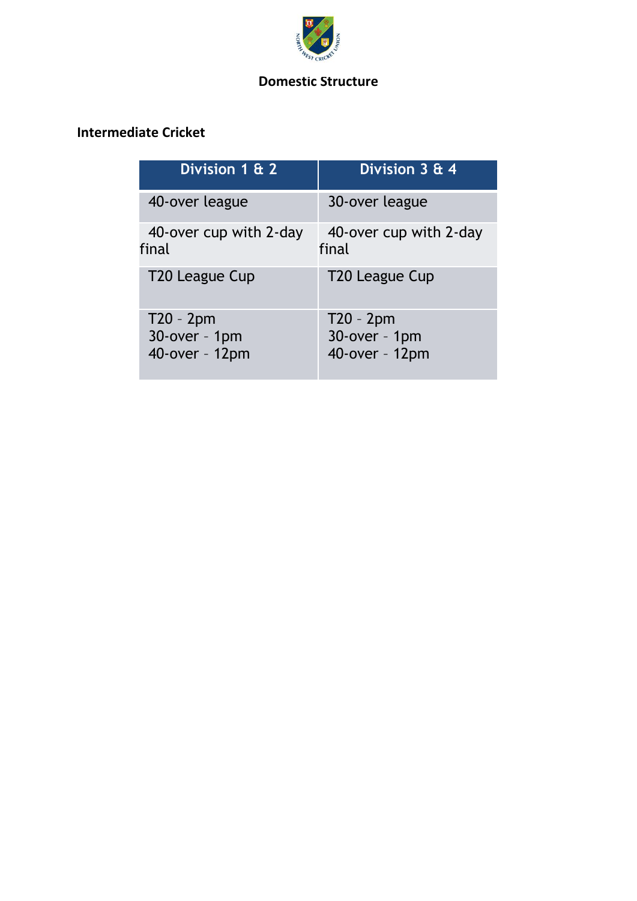## Domestic Structure

### Intermediate Cricket

| Division 1 & 2 | Division 3 & 4 |
|---|---|
| 40-over league | 30-over league |
| 40-over cup with 2-day final | 40-over cup with 2-day final |
| T20 League Cup | T20 League Cup |
| T20 – 2pm<br>30-over – 1pm<br>40-over – 12pm | T20 – 2pm<br>30-over – 1pm<br>40-over – 12pm |